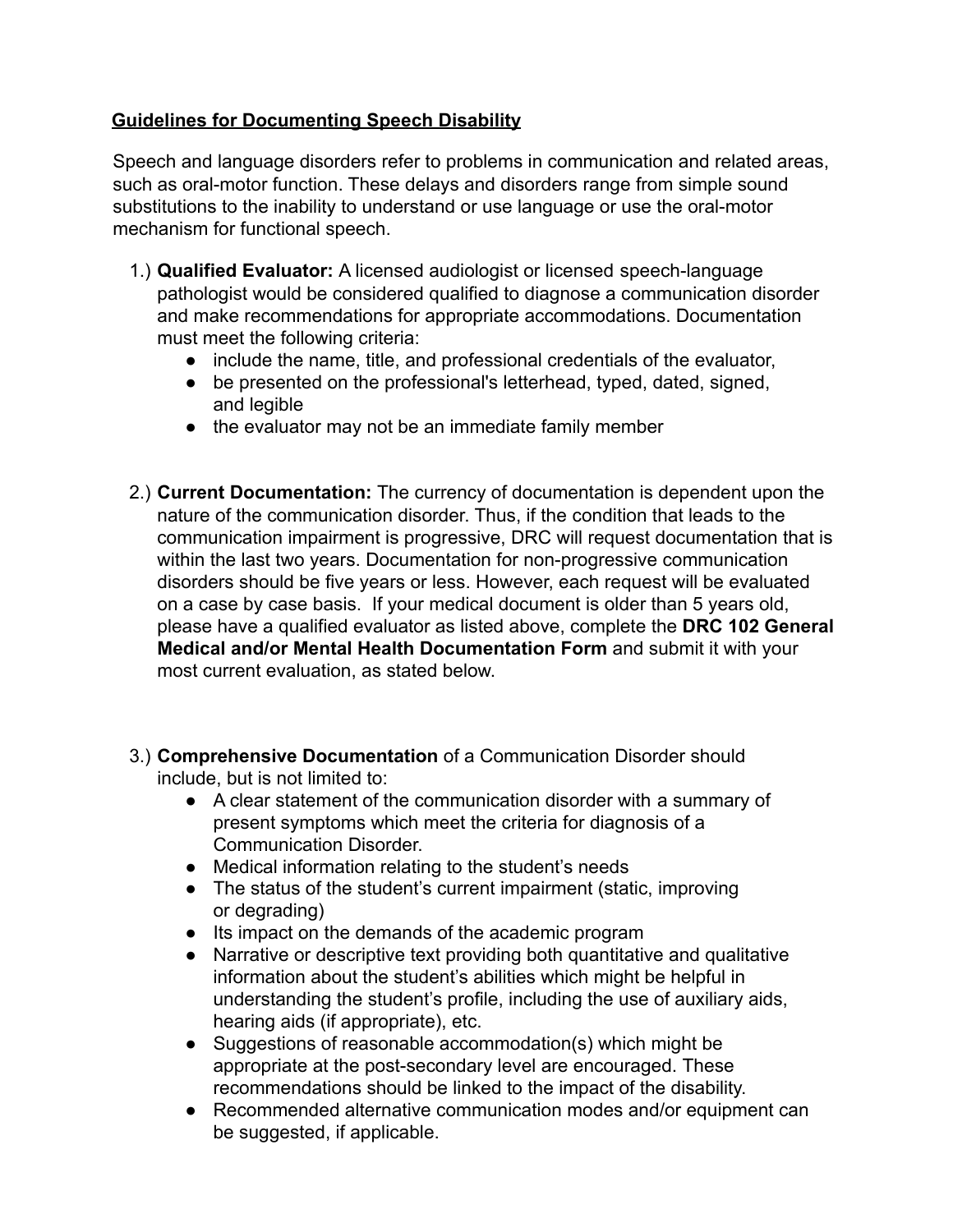## <u>Guidelines for Documenting Speech Disability</u>

Speech and language disorders refer to problems in communication and related areas, such as oral-motor function. These delays and disorders range from simple sound substitutions to the inability to understand or use language or use the oral-motor mechanism for functional speech.

1.) **Qualified Evaluator:** A licensed audiologist or licensed speech-language pathologist would be considered qualified to diagnose a communication disorder and make recommendations for appropriate accommodations. Documentation must meet the following criteria:
   - include the name, title, and professional credentials of the evaluator,
   - be presented on the professional's letterhead, typed, dated, signed, and legible
   - the evaluator may not be an immediate family member

2.) **Current Documentation:** The currency of documentation is dependent upon the nature of the communication disorder. Thus, if the condition that leads to the communication impairment is progressive, DRC will request documentation that is within the last two years. Documentation for non-progressive communication disorders should be five years or less. However, each request will be evaluated on a case by case basis. If your medical document is older than 5 years old, please have a qualified evaluator as listed above, complete the **DRC 102 General Medical and/or Mental Health Documentation Form** and submit it with your most current evaluation, as stated below.

3.) **Comprehensive Documentation** of a Communication Disorder should include, but is not limited to:
   - A clear statement of the communication disorder with a summary of present symptoms which meet the criteria for diagnosis of a Communication Disorder.
   - Medical information relating to the student's needs
   - The status of the student's current impairment (static, improving or degrading)
   - Its impact on the demands of the academic program
   - Narrative or descriptive text providing both quantitative and qualitative information about the student's abilities which might be helpful in understanding the student's profile, including the use of auxiliary aids, hearing aids (if appropriate), etc.
   - Suggestions of reasonable accommodation(s) which might be appropriate at the post-secondary level are encouraged. These recommendations should be linked to the impact of the disability.
   - Recommended alternative communication modes and/or equipment can be suggested, if applicable.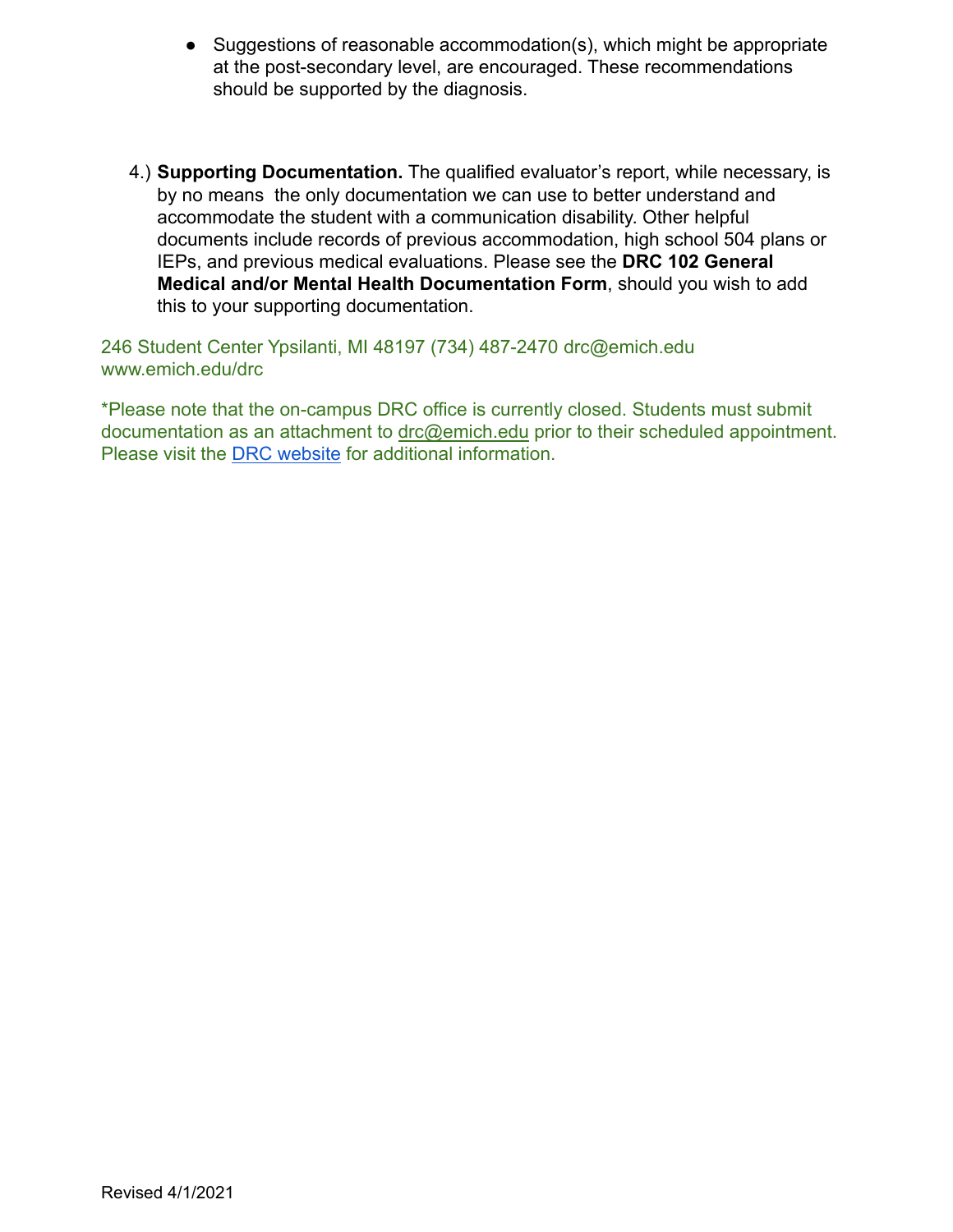- Suggestions of reasonable accommodation(s), which might be appropriate at the post-secondary level, are encouraged. These recommendations should be supported by the diagnosis.

4.) **Supporting Documentation.** The qualified evaluator's report, while necessary, is by no means the only documentation we can use to better understand and accommodate the student with a communication disability. Other helpful documents include records of previous accommodation, high school 504 plans or IEPs, and previous medical evaluations. Please see the **DRC 102 General Medical and/or Mental Health Documentation Form**, should you wish to add this to your supporting documentation.

246 Student Center Ypsilanti, MI 48197 (734) 487-2470 drc@emich.edu
www.emich.edu/drc

*Please note that the on-campus DRC office is currently closed. Students must submit documentation as an attachment to drc@emich.edu prior to their scheduled appointment. Please visit the DRC website for additional information.

Revised 4/1/2021